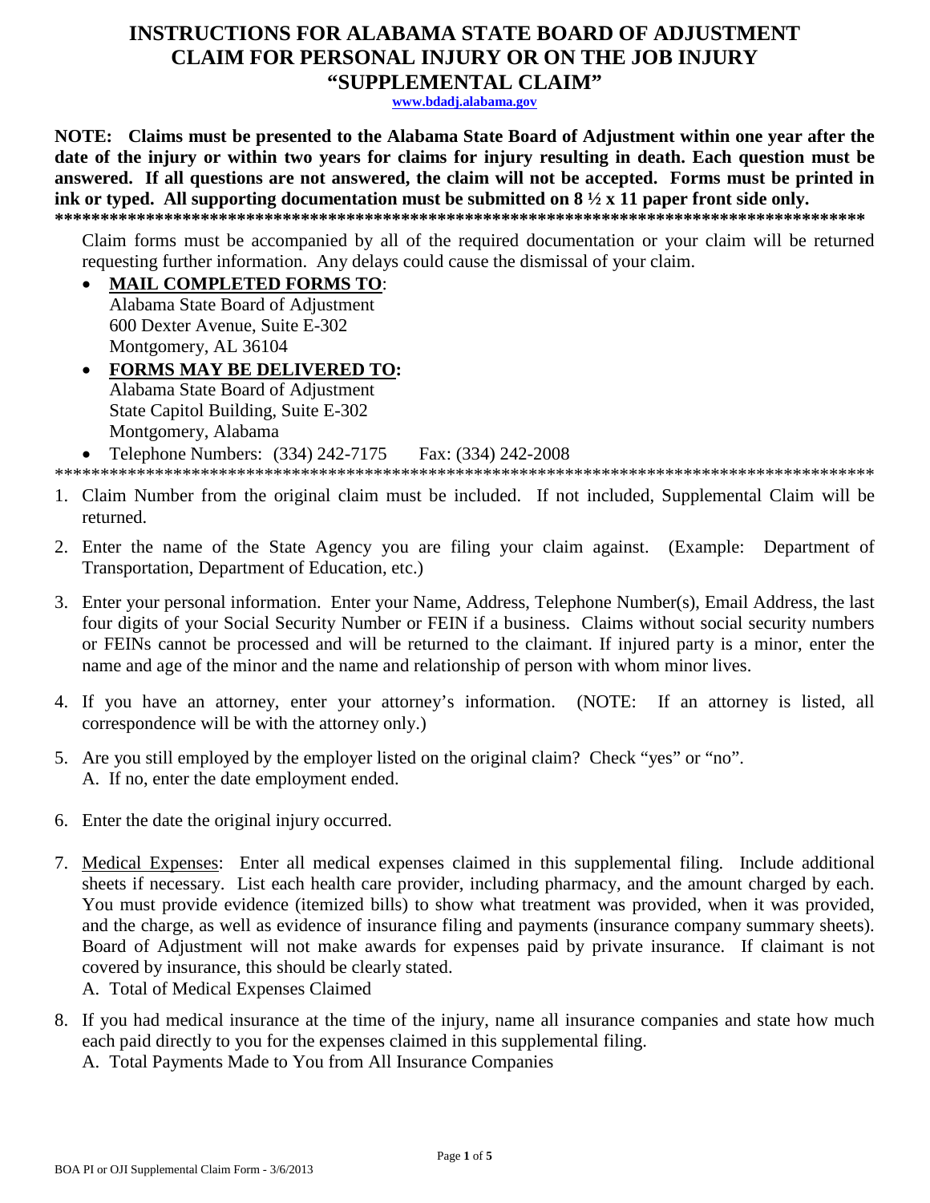# INSTRUCTIONS FOR ALABAMA STATE BOARD OF ADJUSTMENT CLAIM FOR PERSONAL INJURY OR ON THE JOB INJURY "SUPPLEMENTAL CLAIM"

www.bdadj.alabama.gov

**NOTE: Claims must be presented to the Alabama State Board of Adjustment within one year after the date of the injury or within two years for claims for injury resulting in death. Each question must be answered. If all questions are not answered, the claim will not be accepted. Forms must be printed in ink or typed. All supporting documentation must be submitted on 8 ½ x 11 paper front side only.**

**********************************************************************************************

Claim forms must be accompanied by all of the required documentation or your claim will be returned requesting further information. Any delays could cause the dismissal of your claim.

- **MAIL COMPLETED FORMS TO**:
  Alabama State Board of Adjustment
  600 Dexter Avenue, Suite E-302
  Montgomery, AL 36104
- **FORMS MAY BE DELIVERED TO:**
  Alabama State Board of Adjustment
  State Capitol Building, Suite E-302
  Montgomery, Alabama
- Telephone Numbers: (334) 242-7175 Fax: (334) 242-2008

**********************************************************************************************

1. Claim Number from the original claim must be included. If not included, Supplemental Claim will be returned.
2. Enter the name of the State Agency you are filing your claim against. (Example: Department of Transportation, Department of Education, etc.)
3. Enter your personal information. Enter your Name, Address, Telephone Number(s), Email Address, the last four digits of your Social Security Number or FEIN if a business. Claims without social security numbers or FEINs cannot be processed and will be returned to the claimant. If injured party is a minor, enter the name and age of the minor and the name and relationship of person with whom minor lives.
4. If you have an attorney, enter your attorney's information. (NOTE: If an attorney is listed, all correspondence will be with the attorney only.)
5. Are you still employed by the employer listed on the original claim? Check "yes" or "no".
   A. If no, enter the date employment ended.
6. Enter the date the original injury occurred.
7. Medical Expenses: Enter all medical expenses claimed in this supplemental filing. Include additional sheets if necessary. List each health care provider, including pharmacy, and the amount charged by each. You must provide evidence (itemized bills) to show what treatment was provided, when it was provided, and the charge, as well as evidence of insurance filing and payments (insurance company summary sheets). Board of Adjustment will not make awards for expenses paid by private insurance. If claimant is not covered by insurance, this should be clearly stated.
   A. Total of Medical Expenses Claimed
8. If you had medical insurance at the time of the injury, name all insurance companies and state how much each paid directly to you for the expenses claimed in this supplemental filing.
   A. Total Payments Made to You from All Insurance Companies

BOA PI or OJI Supplemental Claim Form - 3/6/2013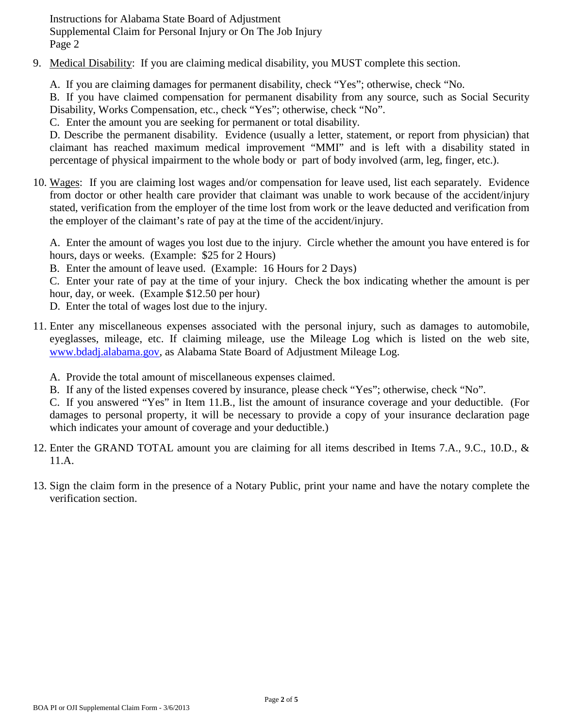9. Medical Disability: If you are claiming medical disability, you MUST complete this section.

   A. If you are claiming damages for permanent disability, check "Yes"; otherwise, check "No.

   B. If you have claimed compensation for permanent disability from any source, such as Social Security Disability, Works Compensation, etc., check "Yes"; otherwise, check "No".

   C. Enter the amount you are seeking for permanent or total disability.

   D. Describe the permanent disability. Evidence (usually a letter, statement, or report from physician) that claimant has reached maximum medical improvement "MMI" and is left with a disability stated in percentage of physical impairment to the whole body or part of body involved (arm, leg, finger, etc.).

10. Wages: If you are claiming lost wages and/or compensation for leave used, list each separately. Evidence from doctor or other health care provider that claimant was unable to work because of the accident/injury stated, verification from the employer of the time lost from work or the leave deducted and verification from the employer of the claimant's rate of pay at the time of the accident/injury.

    A. Enter the amount of wages you lost due to the injury. Circle whether the amount you have entered is for hours, days or weeks. (Example: $25 for 2 Hours)

    B. Enter the amount of leave used. (Example: 16 Hours for 2 Days)

    C. Enter your rate of pay at the time of your injury. Check the box indicating whether the amount is per hour, day, or week. (Example $12.50 per hour)

    D. Enter the total of wages lost due to the injury.

11. Enter any miscellaneous expenses associated with the personal injury, such as damages to automobile, eyeglasses, mileage, etc. If claiming mileage, use the Mileage Log which is listed on the web site, www.bdadj.alabama.gov, as Alabama State Board of Adjustment Mileage Log.

    A. Provide the total amount of miscellaneous expenses claimed.

    B. If any of the listed expenses covered by insurance, please check "Yes"; otherwise, check "No".

    C. If you answered "Yes" in Item 11.B., list the amount of insurance coverage and your deductible. (For damages to personal property, it will be necessary to provide a copy of your insurance declaration page which indicates your amount of coverage and your deductible.)

12. Enter the GRAND TOTAL amount you are claiming for all items described in Items 7.A., 9.C., 10.D., & 11.A.

13. Sign the claim form in the presence of a Notary Public, print your name and have the notary complete the verification section.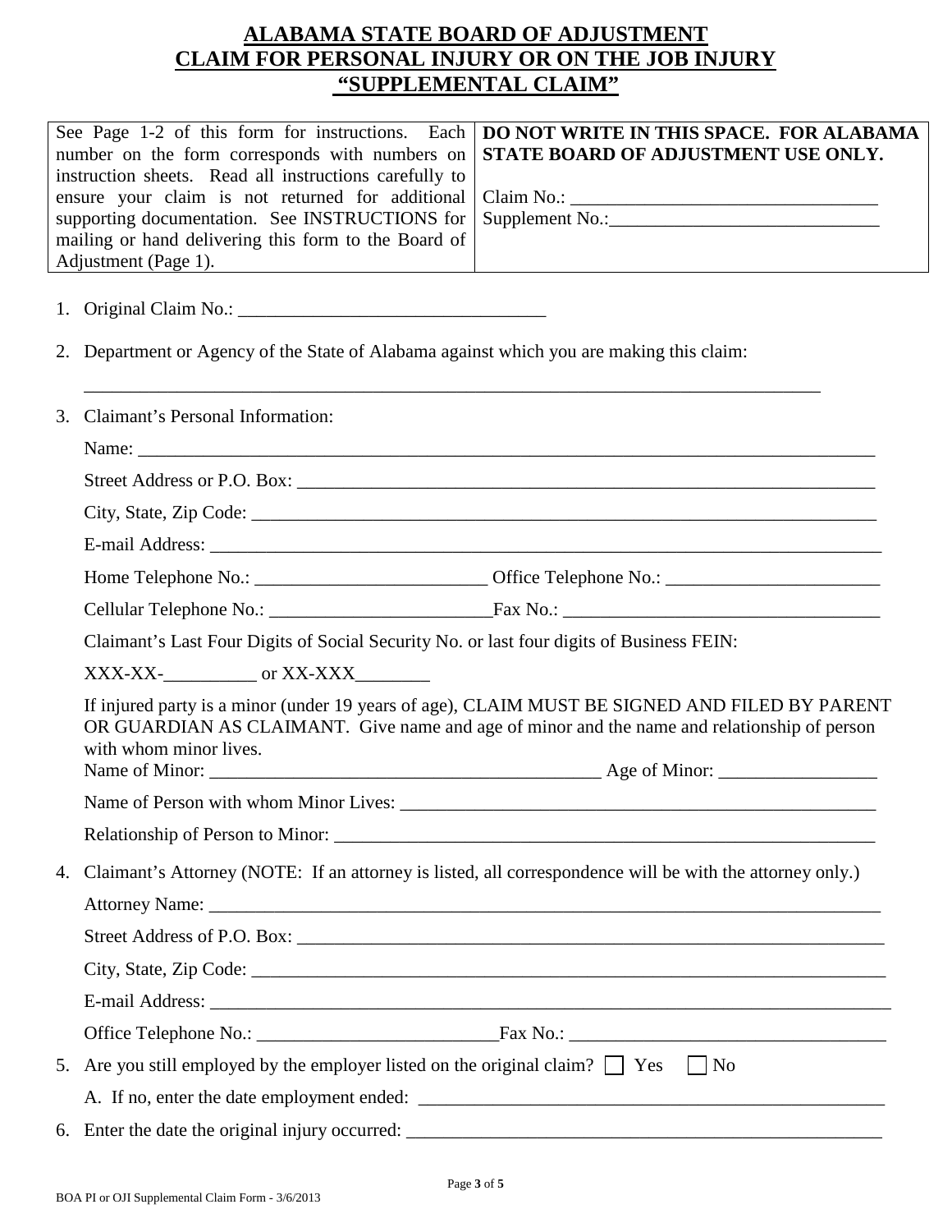# ALABAMA STATE BOARD OF ADJUSTMENT
# CLAIM FOR PERSONAL INJURY OR ON THE JOB INJURY
# "SUPPLEMENTAL CLAIM"

| See Page 1-2 of this form for instructions. Each number on the form corresponds with numbers on instruction sheets. Read all instructions carefully to ensure your claim is not returned for additional supporting documentation. See INSTRUCTIONS for mailing or hand delivering this form to the Board of Adjustment (Page 1). | **DO NOT WRITE IN THIS SPACE. FOR ALABAMA STATE BOARD OF ADJUSTMENT USE ONLY.** Claim No.: ________________________________ Supplement No.:____________________________ |
|---|---|

1. Original Claim No.: ________________________________

2. Department or Agency of the State of Alabama against which you are making this claim:

   ________________________________________________________________________________

3. Claimant's Personal Information:

   Name: ____________________________________________________________________________

   Street Address or P.O. Box: _______________________________________________________

   City, State, Zip Code: ____________________________________________________________

   E-mail Address: _________________________________________________________________

   Home Telephone No.: ________________________ Office Telephone No.: _______________________

   Cellular Telephone No.: ________________________Fax No.: _________________________________

   Claimant's Last Four Digits of Social Security No. or last four digits of Business FEIN:

   XXX-XX-__________ or XX-XXX________

   If injured party is a minor (under 19 years of age), CLAIM MUST BE SIGNED AND FILED BY PARENT OR GUARDIAN AS CLAIMANT. Give name and age of minor and the name and relationship of person with whom minor lives.

   Name of Minor: __________________________________________ Age of Minor: _________________

   Name of Person with whom Minor Lives: _____________________________________________________

   Relationship of Person to Minor: __________________________________________________________

4. Claimant's Attorney (NOTE: If an attorney is listed, all correspondence will be with the attorney only.)

   Attorney Name: ___________________________________________________________________

   Street Address of P.O. Box: ________________________________________________________

   City, State, Zip Code: _____________________________________________________________

   E-mail Address: __________________________________________________________________

   Office Telephone No.: __________________________Fax No.: _________________________________

5. Are you still employed by the employer listed on the original claim? ☐ Yes ☐ No

   A. If no, enter the date employment ended: _____________________________________________

6. Enter the date the original injury occurred: _____________________________________________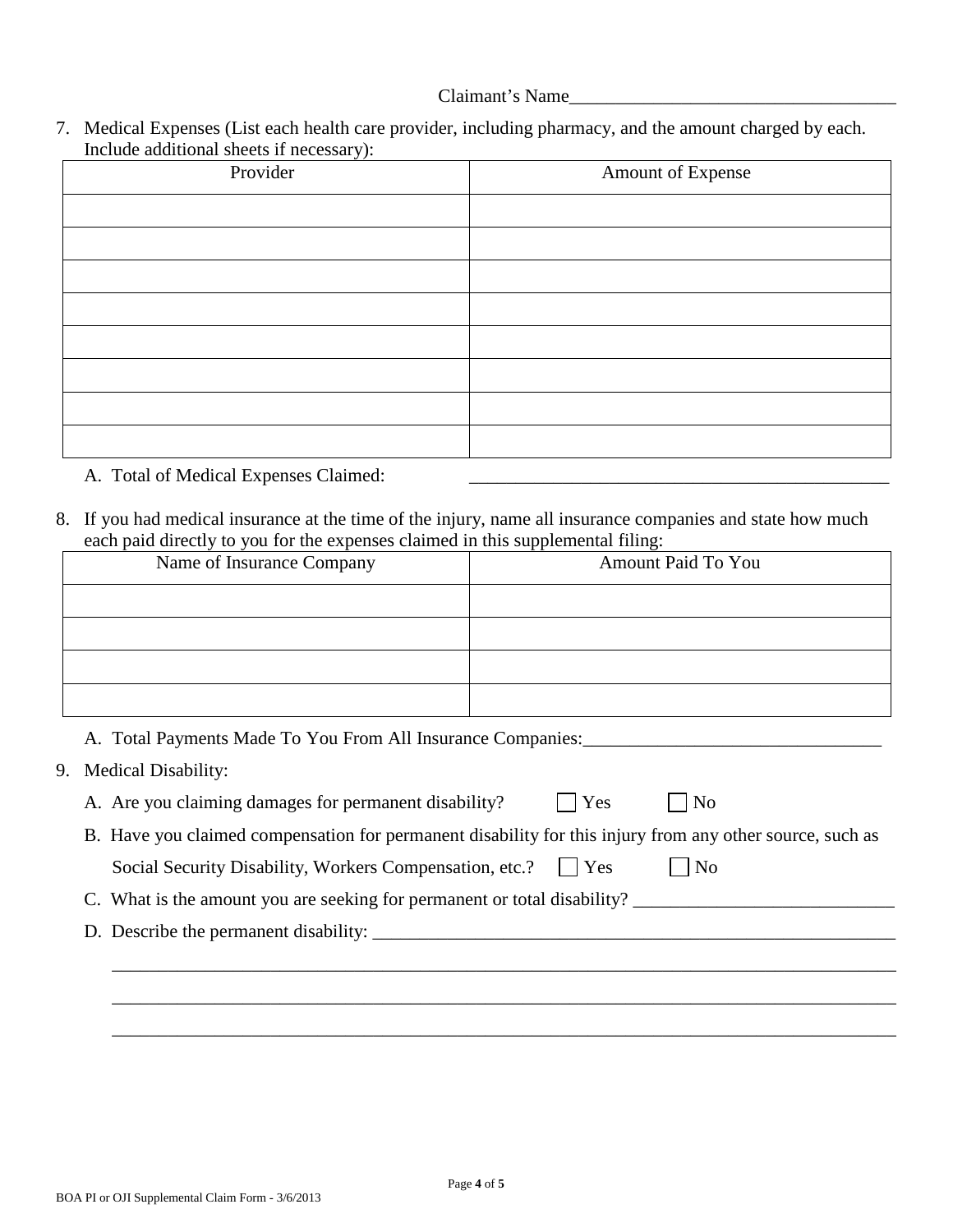Claimant's Name___________________________________

7. Medical Expenses (List each health care provider, including pharmacy, and the amount charged by each. Include additional sheets if necessary):

| Provider | Amount of Expense |
| --- | --- |
| | |
| | |
| | |
| | |
| | |
| | |
| | |
| | |

   A. Total of Medical Expenses Claimed: _______________________________________________

8. If you had medical insurance at the time of the injury, name all insurance companies and state how much each paid directly to you for the expenses claimed in this supplemental filing:

| Name of Insurance Company | Amount Paid To You |
| --- | --- |
| | |
| | |
| | |
| | |

   A. Total Payments Made To You From All Insurance Companies:________________________________

9. Medical Disability:

   A. Are you claiming damages for permanent disability? ☐ Yes ☐ No

   B. Have you claimed compensation for permanent disability for this injury from any other source, such as Social Security Disability, Workers Compensation, etc.? ☐ Yes ☐ No

   C. What is the amount you are seeking for permanent or total disability? ___________________________

   D. Describe the permanent disability: __________________________________________________________

   ______________________________________________________________________________________

   ______________________________________________________________________________________

   ______________________________________________________________________________________

BOA PI or OJI Supplemental Claim Form - 3/6/2013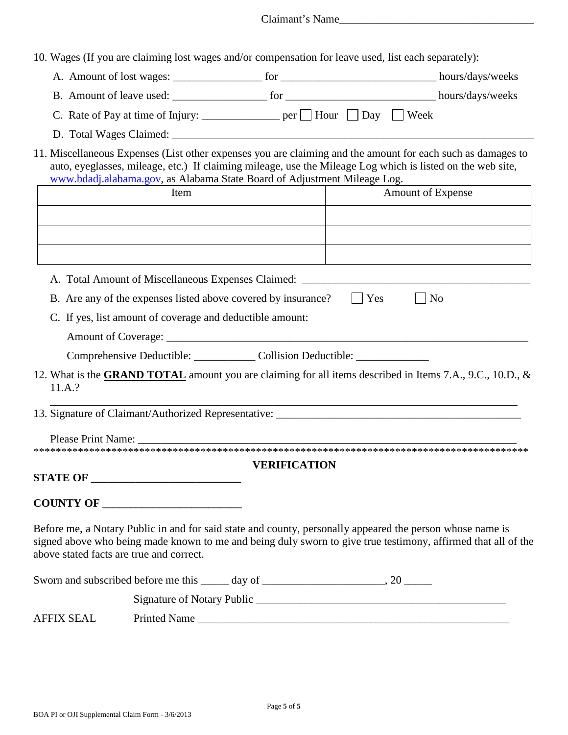Claimant's Name___________________________________

10. Wages (If you are claiming lost wages and/or compensation for leave used, list each separately):

   A. Amount of lost wages: _______________ for ___________________________ hours/days/weeks

   B. Amount of leave used: ________________ for __________________________ hours/days/weeks

   C. Rate of Pay at time of Injury: _____________ per ☐ Hour ☐ Day ☐ Week

   D. Total Wages Claimed: _______________________________________________________________

11. Miscellaneous Expenses (List other expenses you are claiming and the amount for each such as damages to auto, eyeglasses, mileage, etc.) If claiming mileage, use the Mileage Log which is listed on the web site, www.bdadj.alabama.gov, as Alabama State Board of Adjustment Mileage Log.

| Item | Amount of Expense |
|---|---|
| | |
| | |
| | |

   A. Total Amount of Miscellaneous Expenses Claimed: ________________________________________

   B. Are any of the expenses listed above covered by insurance? ☐ Yes ☐ No

   C. If yes, list amount of coverage and deductible amount:

      Amount of Coverage: _____________________________________________________________

      Comprehensive Deductible: __________ Collision Deductible: ____________

12. What is the **GRAND TOTAL** amount you are claiming for all items described in Items 7.A., 9.C., 10.D., & 11.A.?

   ________________________________________________________________________________

13. Signature of Claimant/Authorized Representative: ________________________________________

   Please Print Name: _______________________________________________________________

*****************************************************************************************

## VERIFICATION

**STATE OF ___________________________**

**COUNTY OF _________________________**

Before me, a Notary Public in and for said state and county, personally appeared the person whose name is signed above who being made known to me and being duly sworn to give true testimony, affirmed that all of the above stated facts are true and correct.

Sworn and subscribed before me this _____ day of _____________________, 20 _____

Signature of Notary Public ____________________________________________

AFFIX SEAL Printed Name ______________________________________________________

BOA PI or OJI Supplemental Claim Form - 3/6/2013